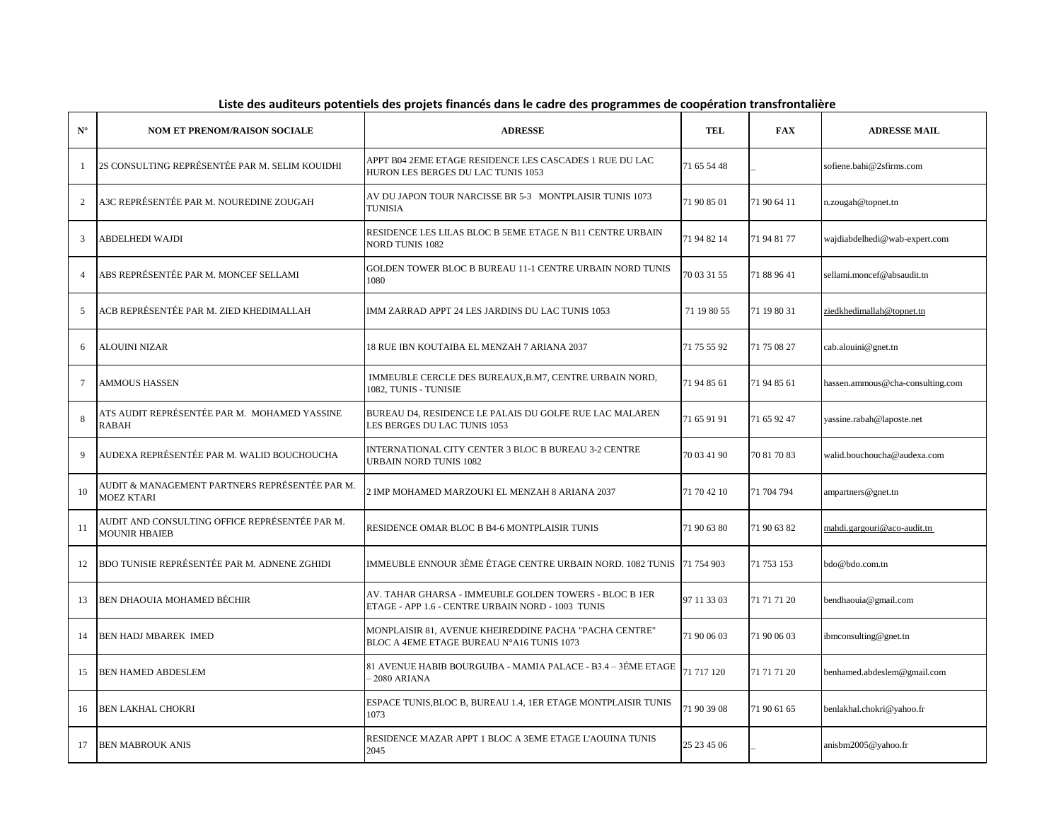**Liste des auditeurs potentiels des projets financés dans le cadre des programmes de coopération transfrontalière**

| N° | NOM ET PRENOM/RAISON SOCIALE | ADRESSE | TEL | FAX | ADRESSE MAIL |
|---|---|---|---|---|---|
| 1 | 2S CONSULTING REPRÉSENTÉE PAR M. SELIM KOUIDHI | APPT B04 2EME ETAGE RESIDENCE LES CASCADES 1 RUE DU LAC HURON LES BERGES DU LAC TUNIS 1053 | 71 65 54 48 | _ | sofiene.bahi@2sfirms.com |
| 2 | A3C REPRÉSENTÉE PAR M. NOUREDINE ZOUGAH | AV DU JAPON TOUR NARCISSE BR 5-3 MONTPLAISIR TUNIS 1073 TUNISIA | 71 90 85 01 | 71 90 64 11 | n.zougah@topnet.tn |
| 3 | ABDELHEDI WAJDI | RESIDENCE LES LILAS BLOC B 5EME ETAGE N B11 CENTRE URBAIN NORD TUNIS 1082 | 71 94 82 14 | 71 94 81 77 | wajdiabdelhedi@wab-expert.com |
| 4 | ABS REPRÉSENTÉE PAR M. MONCEF SELLAMI | GOLDEN TOWER BLOC B BUREAU 11-1 CENTRE URBAIN NORD TUNIS 1080 | 70 03 31 55 | 71 88 96 41 | sellami.moncef@absaudit.tn |
| 5 | ACB REPRÉSENTÉE PAR M. ZIED KHEDIMALLAH | IMM ZARRAD APPT 24 LES JARDINS DU LAC TUNIS 1053 | 71 19 80 55 | 71 19 80 31 | ziedkhedimallah@topnet.tn |
| 6 | ALOUINI NIZAR | 18 RUE IBN KOUTAIBA EL MENZAH 7 ARIANA 2037 | 71 75 55 92 | 71 75 08 27 | cab.alouini@gnet.tn |
| 7 | AMMOUS HASSEN | IMMEUBLE CERCLE DES BUREAUX,B.M7, CENTRE URBAIN NORD, 1082, TUNIS - TUNISIE | 71 94 85 61 | 71 94 85 61 | hassen.ammous@cha-consulting.com |
| 8 | ATS AUDIT REPRÉSENTÉE PAR M. MOHAMED YASSINE RABAH | BUREAU D4, RESIDENCE LE PALAIS DU GOLFE RUE LAC MALAREN LES BERGES DU LAC TUNIS 1053 | 71 65 91 91 | 71 65 92 47 | yassine.rabah@laposte.net |
| 9 | AUDEXA REPRÉSENTÉE PAR M. WALID BOUCHOUCHA | INTERNATIONAL CITY CENTER 3 BLOC B BUREAU 3-2 CENTRE URBAIN NORD TUNIS 1082 | 70 03 41 90 | 70 81 70 83 | walid.bouchoucha@audexa.com |
| 10 | AUDIT & MANAGEMENT PARTNERS REPRÉSENTÉE PAR M. MOEZ KTARI | 2 IMP MOHAMED MARZOUKI EL MENZAH 8 ARIANA 2037 | 71 70 42 10 | 71 704 794 | ampartners@gnet.tn |
| 11 | AUDIT AND CONSULTING OFFICE REPRÉSENTÉE PAR M. MOUNIR HBAIEB | RESIDENCE OMAR BLOC B B4-6 MONTPLAISIR TUNIS | 71 90 63 80 | 71 90 63 82 | mahdi.gargouri@aco-audit.tn |
| 12 | BDO TUNISIE REPRÉSENTÉE PAR M. ADNENE ZGHIDI | IMMEUBLE ENNOUR 3ÈME ÉTAGE CENTRE URBAIN NORD. 1082 TUNIS | 71 754 903 | 71 753 153 | bdo@bdo.com.tn |
| 13 | BEN DHAOUIA MOHAMED BÉCHIR | AV. TAHAR GHARSA - IMMEUBLE GOLDEN TOWERS - BLOC B 1ER ETAGE - APP 1.6 - CENTRE URBAIN NORD - 1003 TUNIS | 97 11 33 03 | 71 71 71 20 | bendhaouia@gmail.com |
| 14 | BEN HADJ MBAREK IMED | MONPLAISIR 81, AVENUE KHEIREDDINE PACHA "PACHA CENTRE" BLOC A 4EME ETAGE BUREAU N°A16 TUNIS 1073 | 71 90 06 03 | 71 90 06 03 | ibmconsulting@gnet.tn |
| 15 | BEN HAMED ABDESLEM | 81 AVENUE HABIB BOURGUIBA - MAMIA PALACE - B3.4 – 3ÉME ETAGE – 2080 ARIANA | 71 717 120 | 71 71 71 20 | benhamed.abdeslem@gmail.com |
| 16 | BEN LAKHAL CHOKRI | ESPACE TUNIS,BLOC B, BUREAU 1.4, 1ER ETAGE MONTPLAISIR TUNIS 1073 | 71 90 39 08 | 71 90 61 65 | benlakhal.chokri@yahoo.fr |
| 17 | BEN MABROUK ANIS | RESIDENCE MAZAR APPT 1 BLOC A 3EME ETAGE L'AOUINA TUNIS 2045 | 25 23 45 06 | _ | anisbm2005@yahoo.fr |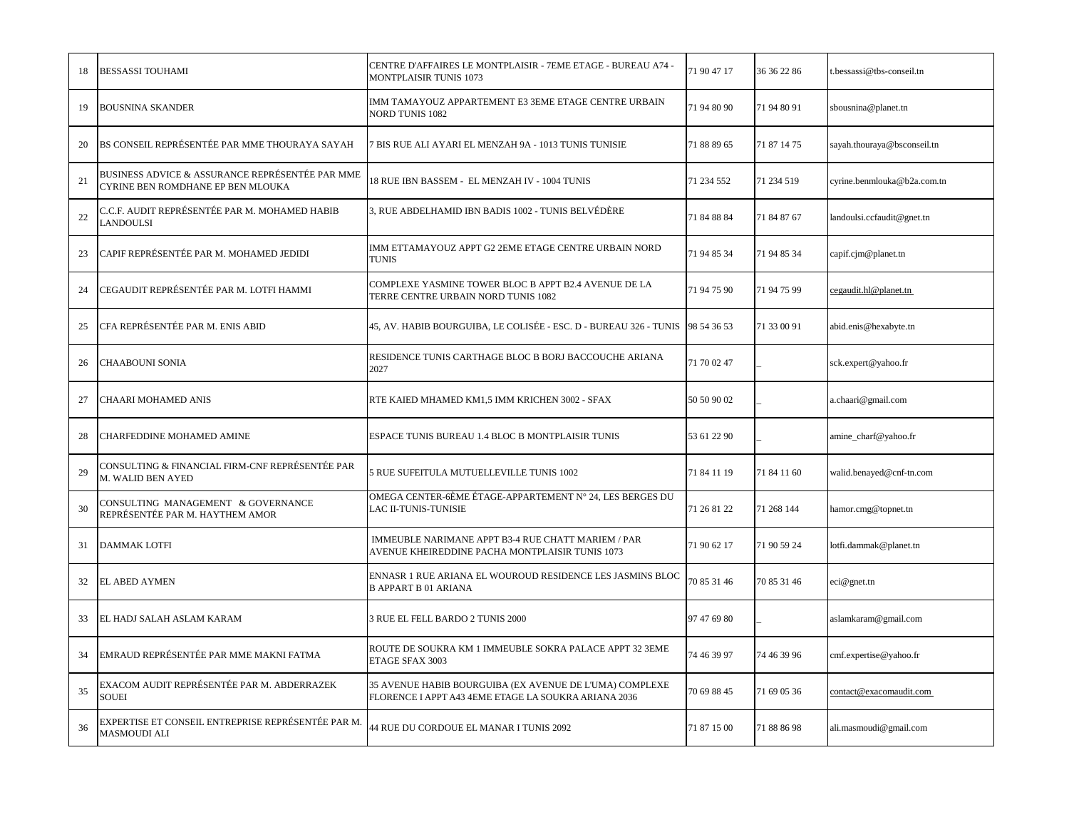| | | | | | |
|---|---|---|---|---|---|
| 18 | BESSASSI TOUHAMI | CENTRE D'AFFAIRES LE MONTPLAISIR - 7EME ETAGE - BUREAU A74 - MONTPLAISIR TUNIS 1073 | 71 90 47 17 | 36 36 22 86 | t.bessassi@tbs-conseil.tn |
| 19 | BOUSNINA SKANDER | IMM TAMAYOUZ APPARTEMENT E3 3EME ETAGE CENTRE URBAIN NORD TUNIS 1082 | 71 94 80 90 | 71 94 80 91 | sbousnina@planet.tn |
| 20 | BS CONSEIL REPRÉSENTÉE PAR MME THOURAYA SAYAH | 7 BIS RUE ALI AYARI EL MENZAH 9A - 1013 TUNIS TUNISIE | 71 88 89 65 | 71 87 14 75 | sayah.thouraya@bsconseil.tn |
| 21 | BUSINESS ADVICE & ASSURANCE REPRÉSENTÉE PAR MME CYRINE BEN ROMDHANE EP BEN MLOUKA | 18 RUE IBN BASSEM - EL MENZAH IV - 1004 TUNIS | 71 234 552 | 71 234 519 | cyrine.benmlouka@b2a.com.tn |
| 22 | C.C.F. AUDIT REPRÉSENTÉE PAR M. MOHAMED HABIB LANDOULSI | 3, RUE ABDELHAMID IBN BADIS 1002 - TUNIS BELVÉDÈRE | 71 84 88 84 | 71 84 87 67 | landoulsi.ccfaudit@gnet.tn |
| 23 | CAPIF REPRÉSENTÉE PAR M. MOHAMED JEDIDI | IMM ETTAMAYOUZ APPT G2 2EME ETAGE CENTRE URBAIN NORD TUNIS | 71 94 85 34 | 71 94 85 34 | capif.cjm@planet.tn |
| 24 | CEGAUDIT REPRÉSENTÉE PAR M. LOTFI HAMMI | COMPLEXE YASMINE TOWER BLOC B APPT B2.4 AVENUE DE LA TERRE CENTRE URBAIN NORD TUNIS 1082 | 71 94 75 90 | 71 94 75 99 | cegaudit.hl@planet.tn |
| 25 | CFA REPRÉSENTÉE PAR M. ENIS ABID | 45, AV. HABIB BOURGUIBA, LE COLISÉE - ESC. D - BUREAU 326 - TUNIS | 98 54 36 53 | 71 33 00 91 | abid.enis@hexabyte.tn |
| 26 | CHAABOUNI SONIA | RESIDENCE TUNIS CARTHAGE BLOC B BORJ BACCOUCHE ARIANA 2027 | 71 70 02 47 | _ | sck.expert@yahoo.fr |
| 27 | CHAARI MOHAMED ANIS | RTE KAIED MHAMED KM1,5 IMM KRICHEN 3002 - SFAX | 50 50 90 02 | _ | a.chaari@gmail.com |
| 28 | CHARFEDDINE MOHAMED AMINE | ESPACE TUNIS BUREAU 1.4 BLOC B MONTPLAISIR TUNIS | 53 61 22 90 | _ | amine_charf@yahoo.fr |
| 29 | CONSULTING & FINANCIAL FIRM-CNF REPRÉSENTÉE PAR M. WALID BEN AYED | 5 RUE SUFEITULA MUTUELLEVILLE TUNIS 1002 | 71 84 11 19 | 71 84 11 60 | walid.benayed@cnf-tn.com |
| 30 | CONSULTING MANAGEMENT & GOVERNANCE REPRÉSENTÉE PAR M. HAYTHEM AMOR | OMEGA CENTER-6ÈME ÉTAGE-APPARTEMENT N° 24, LES BERGES DU LAC II-TUNIS-TUNISIE | 71 26 81 22 | 71 268 144 | hamor.cmg@topnet.tn |
| 31 | DAMMAK LOTFI | IMMEUBLE NARIMANE APPT B3-4 RUE CHATT MARIEM / PAR AVENUE KHEIREDDINE PACHA MONTPLAISIR TUNIS 1073 | 71 90 62 17 | 71 90 59 24 | lotfi.dammak@planet.tn |
| 32 | EL ABED AYMEN | ENNASR 1 RUE ARIANA EL WOUROUD RESIDENCE LES JASMINS BLOC B APPART B 01 ARIANA | 70 85 31 46 | 70 85 31 46 | eci@gnet.tn |
| 33 | EL HADJ SALAH ASLAM KARAM | 3 RUE EL FELL BARDO 2 TUNIS 2000 | 97 47 69 80 | _ | aslamkaram@gmail.com |
| 34 | EMRAUD REPRÉSENTÉE PAR MME MAKNI FATMA | ROUTE DE SOUKRA KM 1 IMMEUBLE SOKRA PALACE APPT 32 3EME ETAGE SFAX 3003 | 74 46 39 97 | 74 46 39 96 | cmf.expertise@yahoo.fr |
| 35 | EXACOM AUDIT REPRÉSENTÉE PAR M. ABDERRAZEK SOUEI | 35 AVENUE HABIB BOURGUIBA (EX AVENUE DE L'UMA) COMPLEXE FLORENCE I APPT A43 4EME ETAGE LA SOUKRA ARIANA 2036 | 70 69 88 45 | 71 69 05 36 | contact@exacomaudit.com |
| 36 | EXPERTISE ET CONSEIL ENTREPRISE REPRÉSENTÉE PAR M. MASMOUDI ALI | 44 RUE DU CORDOUE EL MANAR I TUNIS 2092 | 71 87 15 00 | 71 88 86 98 | ali.masmoudi@gmail.com |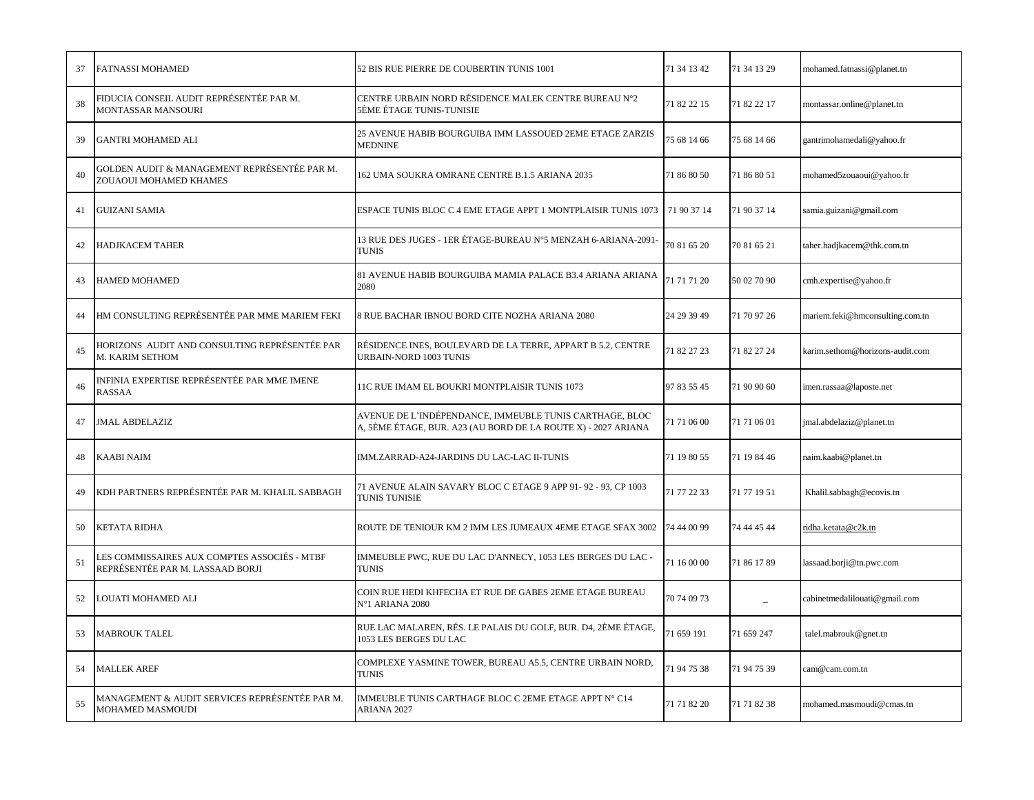| | | | | | |
|---|---|---|---|---|---|
| 37 | FATNASSI MOHAMED | 52 BIS RUE PIERRE DE COUBERTIN TUNIS 1001 | 71 34 13 42 | 71 34 13 29 | mohamed.fatnassi@planet.tn |
| 38 | FIDUCIA CONSEIL AUDIT REPRÉSENTÉE PAR M. MONTASSAR MANSOURI | CENTRE URBAIN NORD RÉSIDENCE MALEK CENTRE BUREAU N°2 5ÈME ÉTAGE TUNIS-TUNISIE | 71 82 22 15 | 71 82 22 17 | montassar.online@planet.tn |
| 39 | GANTRI MOHAMED ALI | 25 AVENUE HABIB BOURGUIBA IMM LASSOUED 2EME ETAGE ZARZIS MEDNINE | 75 68 14 66 | 75 68 14 66 | gantrimohamedali@yahoo.fr |
| 40 | GOLDEN AUDIT & MANAGEMENT REPRÉSENTÉE PAR M. ZOUAOUI MOHAMED KHAMES | 162 UMA SOUKRA OMRANE CENTRE B.1.5 ARIANA 2035 | 71 86 80 50 | 71 86 80 51 | mohamed5zouaoui@yahoo.fr |
| 41 | GUIZANI SAMIA | ESPACE TUNIS BLOC C 4 EME ETAGE APPT 1 MONTPLAISIR TUNIS 1073 | 71 90 37 14 | 71 90 37 14 | samia.guizani@gmail.com |
| 42 | HADJKACEM TAHER | 13 RUE DES JUGES - 1ER ÉTAGE-BUREAU N°5 MENZAH 6-ARIANA-2091-TUNIS | 70 81 65 20 | 70 81 65 21 | taher.hadjkacem@thk.com.tn |
| 43 | HAMED MOHAMED | 81 AVENUE HABIB BOURGUIBA MAMIA PALACE B3.4 ARIANA ARIANA 2080 | 71 71 71 20 | 50 02 70 90 | cmh.expertise@yahoo.fr |
| 44 | HM CONSULTING REPRÉSENTÉE PAR MME MARIEM FEKI | 8 RUE BACHAR IBNOU BORD CITE NOZHA ARIANA 2080 | 24 29 39 49 | 71 70 97 26 | mariem.feki@hmconsulting.com.tn |
| 45 | HORIZONS AUDIT AND CONSULTING REPRÉSENTÉE PAR M. KARIM SETHOM | RÉSIDENCE INES, BOULEVARD DE LA TERRE, APPART B 5.2, CENTRE URBAIN-NORD 1003 TUNIS | 71 82 27 23 | 71 82 27 24 | karim.sethom@horizons-audit.com |
| 46 | INFINIA EXPERTISE REPRÉSENTÉE PAR MME IMENE RASSAA | 11C RUE IMAM EL BOUKRI MONTPLAISIR TUNIS 1073 | 97 83 55 45 | 71 90 90 60 | imen.rassaa@laposte.net |
| 47 | JMAL ABDELAZIZ | AVENUE DE L'INDÉPENDANCE, IMMEUBLE TUNIS CARTHAGE, BLOC A, 5ÈME ÉTAGE, BUR. A23 (AU BORD DE LA ROUTE X) - 2027 ARIANA | 71 71 06 00 | 71 71 06 01 | jmal.abdelaziz@planet.tn |
| 48 | KAABI NAIM | IMM.ZARRAD-A24-JARDINS DU LAC-LAC II-TUNIS | 71 19 80 55 | 71 19 84 46 | naim.kaabi@planet.tn |
| 49 | KDH PARTNERS REPRÉSENTÉE PAR M. KHALIL SABBAGH | 71 AVENUE ALAIN SAVARY BLOC C ETAGE 9 APP 91- 92 - 93, CP 1003 TUNIS TUNISIE | 71 77 22 33 | 71 77 19 51 | Khalil.sabbagh@ecovis.tn |
| 50 | KETATA RIDHA | ROUTE DE TENIOUR KM 2 IMM LES JUMEAUX 4EME ETAGE SFAX 3002 | 74 44 00 99 | 74 44 45 44 | ridha.ketata@c2k.tn |
| 51 | LES COMMISSAIRES AUX COMPTES ASSOCIÉS - MTBF REPRÉSENTÉE PAR M. LASSAAD BORJI | IMMEUBLE PWC, RUE DU LAC D'ANNECY, 1053 LES BERGES DU LAC - TUNIS | 71 16 00 00 | 71 86 17 89 | lassaad.borji@tn.pwc.com |
| 52 | LOUATI MOHAMED ALI | COIN RUE HEDI KHFECHA ET RUE DE GABES 2EME ETAGE BUREAU N°1 ARIANA 2080 | 70 74 09 73 | _ | cabinetmedalilouati@gmail.com |
| 53 | MABROUK TALEL | RUE LAC MALAREN, RÉS. LE PALAIS DU GOLF, BUR. D4, 2ÈME ÉTAGE, 1053 LES BERGES DU LAC | 71 659 191 | 71 659 247 | talel.mabrouk@gnet.tn |
| 54 | MALLEK AREF | COMPLEXE YASMINE TOWER, BUREAU A5.5, CENTRE URBAIN NORD, TUNIS | 71 94 75 38 | 71 94 75 39 | cam@cam.com.tn |
| 55 | MANAGEMENT & AUDIT SERVICES REPRÉSENTÉE PAR M. MOHAMED MASMOUDI | IMMEUBLE TUNIS CARTHAGE BLOC C 2EME ETAGE APPT N° C14 ARIANA 2027 | 71 71 82 20 | 71 71 82 38 | mohamed.masmoudi@cmas.tn |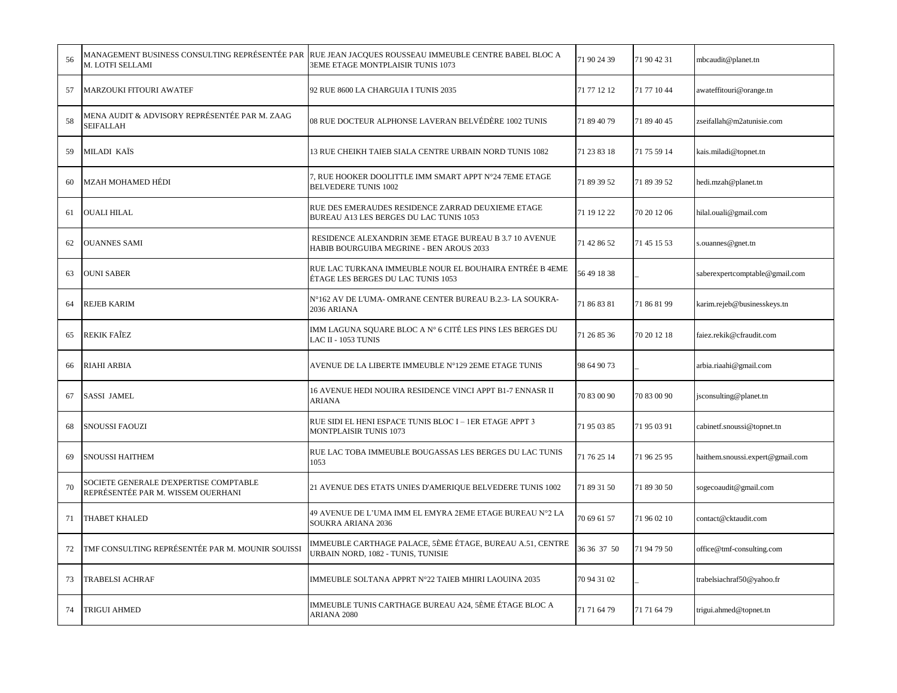| 56 | MANAGEMENT BUSINESS CONSULTING REPRÉSENTÉE PAR M. LOTFI SELLAMI | RUE JEAN JACQUES ROUSSEAU IMMEUBLE CENTRE BABEL BLOC A 3EME ETAGE MONTPLAISIR TUNIS 1073 | 71 90 24 39 | 71 90 42 31 | mbcaudit@planet.tn |
|---|---|---|---|---|---|
| 57 | MARZOUKI FITOURI AWATEF | 92 RUE 8600 LA CHARGUIA I TUNIS 2035 | 71 77 12 12 | 71 77 10 44 | awateffitouri@orange.tn |
| 58 | MENA AUDIT & ADVISORY REPRÉSENTÉE PAR M. ZAAG SEIFALLAH | 08 RUE DOCTEUR ALPHONSE LAVERAN BELVÉDÈRE 1002 TUNIS | 71 89 40 79 | 71 89 40 45 | zseifallah@m2atunisie.com |
| 59 | MILADI KAÏS | 13 RUE CHEIKH TAIEB SIALA CENTRE URBAIN NORD TUNIS 1082 | 71 23 83 18 | 71 75 59 14 | kais.miladi@topnet.tn |
| 60 | MZAH MOHAMED HÉDI | 7, RUE HOOKER DOOLITTLE IMM SMART APPT N°24 7EME ETAGE BELVEDERE TUNIS 1002 | 71 89 39 52 | 71 89 39 52 | hedi.mzah@planet.tn |
| 61 | OUALI HILAL | RUE DES EMERAUDES RESIDENCE ZARRAD DEUXIEME ETAGE BUREAU A13 LES BERGES DU LAC TUNIS 1053 | 71 19 12 22 | 70 20 12 06 | hilal.ouali@gmail.com |
| 62 | OUANNES SAMI | RESIDENCE ALEXANDRIN 3EME ETAGE BUREAU B 3.7 10 AVENUE HABIB BOURGUIBA MEGRINE - BEN AROUS 2033 | 71 42 86 52 | 71 45 15 53 | s.ouannes@gnet.tn |
| 63 | OUNI SABER | RUE LAC TURKANA IMMEUBLE NOUR EL BOUHAIRA ENTRÉE B 4EME ÉTAGE LES BERGES DU LAC TUNIS 1053 | 56 49 18 38 | _ | saberexpertcomptable@gmail.com |
| 64 | REJEB KARIM | N°162 AV DE L'UMA- OMRANE CENTER BUREAU B.2.3- LA SOUKRA-2036 ARIANA | 71 86 83 81 | 71 86 81 99 | karim.rejeb@businesskeys.tn |
| 65 | REKIK FAÎEZ | IMM LAGUNA SQUARE BLOC A N° 6 CITÉ LES PINS LES BERGES DU LAC II - 1053 TUNIS | 71 26 85 36 | 70 20 12 18 | faiez.rekik@cfraudit.com |
| 66 | RIAHI ARBIA | AVENUE DE LA LIBERTE IMMEUBLE N°129 2EME ETAGE TUNIS | 98 64 90 73 | _ | arbia.riaahi@gmail.com |
| 67 | SASSI JAMEL | 16 AVENUE HEDI NOUIRA RESIDENCE VINCI APPT B1-7 ENNASR II ARIANA | 70 83 00 90 | 70 83 00 90 | jsconsulting@planet.tn |
| 68 | SNOUSSI FAOUZI | RUE SIDI EL HENI ESPACE TUNIS BLOC I – 1ER ETAGE APPT 3 MONTPLAISIR TUNIS 1073 | 71 95 03 85 | 71 95 03 91 | cabinetf.snoussi@topnet.tn |
| 69 | SNOUSSI HAITHEM | RUE LAC TOBA IMMEUBLE BOUGASSAS LES BERGES DU LAC TUNIS 1053 | 71 76 25 14 | 71 96 25 95 | haithem.snoussi.expert@gmail.com |
| 70 | SOCIETE GENERALE D'EXPERTISE COMPTABLE REPRÉSENTÉE PAR M. WISSEM OUERHANI | 21 AVENUE DES ETATS UNIES D'AMERIQUE BELVEDERE TUNIS 1002 | 71 89 31 50 | 71 89 30 50 | sogecoaudit@gmail.com |
| 71 | THABET KHALED | 49 AVENUE DE L'UMA IMM EL EMYRA 2EME ETAGE BUREAU N°2 LA SOUKRA ARIANA 2036 | 70 69 61 57 | 71 96 02 10 | contact@cktaudit.com |
| 72 | TMF CONSULTING REPRÉSENTÉE PAR M. MOUNIR SOUISSI | IMMEUBLE CARTHAGE PALACE, 5ÈME ÉTAGE, BUREAU A.51, CENTRE URBAIN NORD, 1082 - TUNIS, TUNISIE | 36 36 37 50 | 71 94 79 50 | office@tmf-consulting.com |
| 73 | TRABELSI ACHRAF | IMMEUBLE SOLTANA APPRT N°22 TAIEB MHIRI LAOUINA 2035 | 70 94 31 02 | _ | trabelsiachraf50@yahoo.fr |
| 74 | TRIGUI AHMED | IMMEUBLE TUNIS CARTHAGE BUREAU A24, 5ÈME ÉTAGE BLOC A ARIANA 2080 | 71 71 64 79 | 71 71 64 79 | trigui.ahmed@topnet.tn |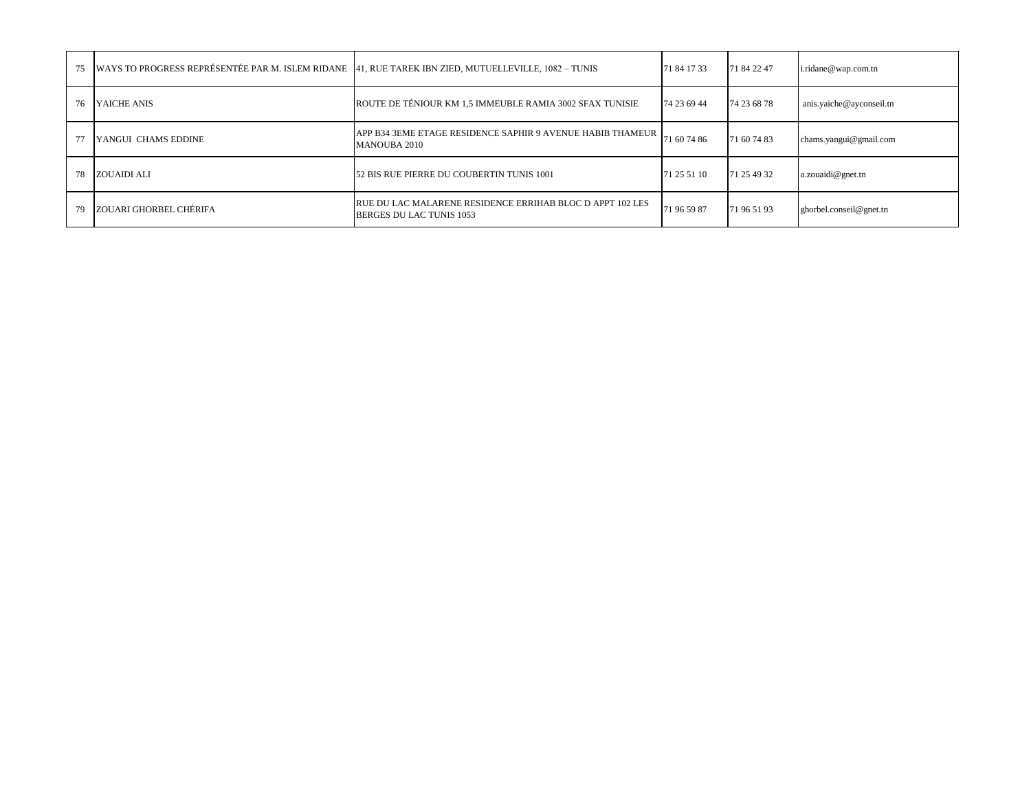| | | | | | |
|---|---|---|---|---|---|
| 75 | WAYS TO PROGRESS REPRÉSENTÉE PAR M. ISLEM RIDANE | 41, RUE TAREK IBN ZIED, MUTUELLEVILLE, 1082 – TUNIS | 71 84 17 33 | 71 84 22 47 | i.ridane@wap.com.tn |
| 76 | YAICHE ANIS | ROUTE DE TÉNIOUR KM 1,5 IMMEUBLE RAMIA 3002 SFAX TUNISIE | 74 23 69 44 | 74 23 68 78 | anis.yaiche@ayconseil.tn |
| 77 | YANGUI CHAMS EDDINE | APP B34 3EME ETAGE RESIDENCE SAPHIR 9 AVENUE HABIB THAMEUR MANOUBA 2010 | 71 60 74 86 | 71 60 74 83 | chams.yangui@gmail.com |
| 78 | ZOUAIDI ALI | 52 BIS RUE PIERRE DU COUBERTIN TUNIS 1001 | 71 25 51 10 | 71 25 49 32 | a.zouaidi@gnet.tn |
| 79 | ZOUARI GHORBEL CHÉRIFA | RUE DU LAC MALARENE RESIDENCE ERRIHAB BLOC D APPT 102 LES BERGES DU LAC TUNIS 1053 | 71 96 59 87 | 71 96 51 93 | ghorbel.conseil@gnet.tn |